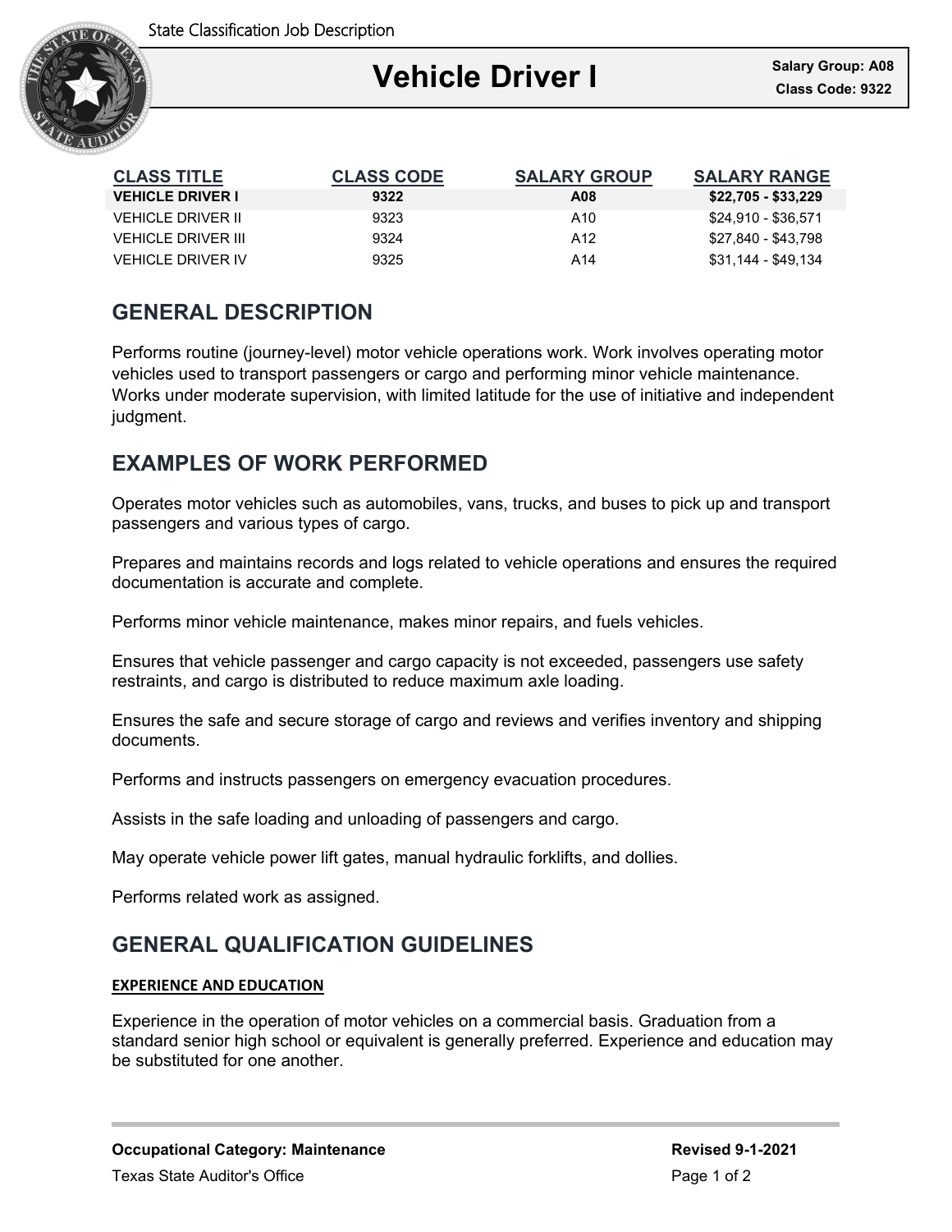State Classification Job Description

# Vehicle Driver I

**Salary Group: A08**
**Class Code: 9322**

| CLASS TITLE | CLASS CODE | SALARY GROUP | SALARY RANGE |
|---|---|---|---|
| **VEHICLE DRIVER I** | **9322** | **A08** | **$22,705 - $33,229** |
| VEHICLE DRIVER II | 9323 | A10 | $24,910 - $36,571 |
| VEHICLE DRIVER III | 9324 | A12 | $27,840 - $43,798 |
| VEHICLE DRIVER IV | 9325 | A14 | $31,144 - $49,134 |

## GENERAL DESCRIPTION

Performs routine (journey-level) motor vehicle operations work. Work involves operating motor vehicles used to transport passengers or cargo and performing minor vehicle maintenance. Works under moderate supervision, with limited latitude for the use of initiative and independent judgment.

## EXAMPLES OF WORK PERFORMED

Operates motor vehicles such as automobiles, vans, trucks, and buses to pick up and transport passengers and various types of cargo.

Prepares and maintains records and logs related to vehicle operations and ensures the required documentation is accurate and complete.

Performs minor vehicle maintenance, makes minor repairs, and fuels vehicles.

Ensures that vehicle passenger and cargo capacity is not exceeded, passengers use safety restraints, and cargo is distributed to reduce maximum axle loading.

Ensures the safe and secure storage of cargo and reviews and verifies inventory and shipping documents.

Performs and instructs passengers on emergency evacuation procedures.

Assists in the safe loading and unloading of passengers and cargo.

May operate vehicle power lift gates, manual hydraulic forklifts, and dollies.

Performs related work as assigned.

## GENERAL QUALIFICATION GUIDELINES

### EXPERIENCE AND EDUCATION

Experience in the operation of motor vehicles on a commercial basis. Graduation from a standard senior high school or equivalent is generally preferred. Experience and education may be substituted for one another.

**Occupational Category: Maintenance** **Revised 9-1-2021**

Texas State Auditor's Office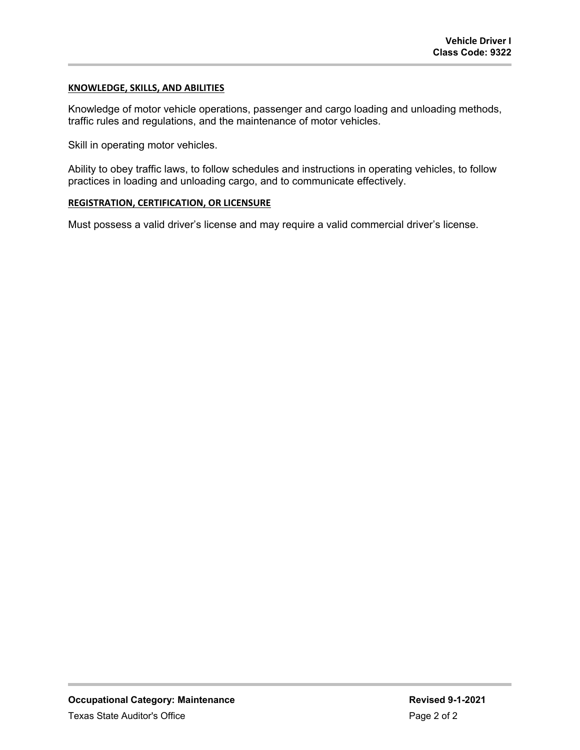## KNOWLEDGE, SKILLS, AND ABILITIES

Knowledge of motor vehicle operations, passenger and cargo loading and unloading methods, traffic rules and regulations, and the maintenance of motor vehicles.

Skill in operating motor vehicles.

Ability to obey traffic laws, to follow schedules and instructions in operating vehicles, to follow practices in loading and unloading cargo, and to communicate effectively.

## REGISTRATION, CERTIFICATION, OR LICENSURE

Must possess a valid driver's license and may require a valid commercial driver's license.